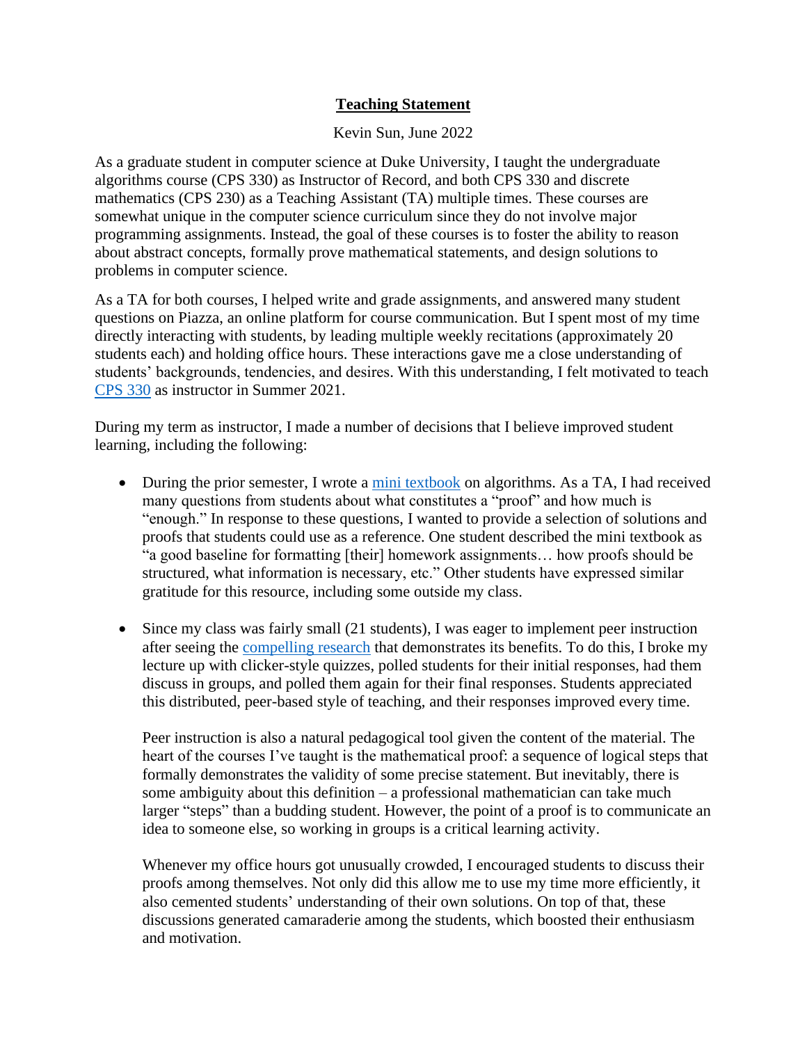# Teaching Statement

Kevin Sun, June 2022

As a graduate student in computer science at Duke University, I taught the undergraduate algorithms course (CPS 330) as Instructor of Record, and both CPS 330 and discrete mathematics (CPS 230) as a Teaching Assistant (TA) multiple times. These courses are somewhat unique in the computer science curriculum since they do not involve major programming assignments. Instead, the goal of these courses is to foster the ability to reason about abstract concepts, formally prove mathematical statements, and design solutions to problems in computer science.

As a TA for both courses, I helped write and grade assignments, and answered many student questions on Piazza, an online platform for course communication. But I spent most of my time directly interacting with students, by leading multiple weekly recitations (approximately 20 students each) and holding office hours. These interactions gave me a close understanding of students' backgrounds, tendencies, and desires. With this understanding, I felt motivated to teach CPS 330 as instructor in Summer 2021.

During my term as instructor, I made a number of decisions that I believe improved student learning, including the following:

- During the prior semester, I wrote a mini textbook on algorithms. As a TA, I had received many questions from students about what constitutes a "proof" and how much is "enough." In response to these questions, I wanted to provide a selection of solutions and proofs that students could use as a reference. One student described the mini textbook as "a good baseline for formatting [their] homework assignments… how proofs should be structured, what information is necessary, etc." Other students have expressed similar gratitude for this resource, including some outside my class.

- Since my class was fairly small (21 students), I was eager to implement peer instruction after seeing the compelling research that demonstrates its benefits. To do this, I broke my lecture up with clicker-style quizzes, polled students for their initial responses, had them discuss in groups, and polled them again for their final responses. Students appreciated this distributed, peer-based style of teaching, and their responses improved every time.

  Peer instruction is also a natural pedagogical tool given the content of the material. The heart of the courses I've taught is the mathematical proof: a sequence of logical steps that formally demonstrates the validity of some precise statement. But inevitably, there is some ambiguity about this definition – a professional mathematician can take much larger "steps" than a budding student. However, the point of a proof is to communicate an idea to someone else, so working in groups is a critical learning activity.

  Whenever my office hours got unusually crowded, I encouraged students to discuss their proofs among themselves. Not only did this allow me to use my time more efficiently, it also cemented students' understanding of their own solutions. On top of that, these discussions generated camaraderie among the students, which boosted their enthusiasm and motivation.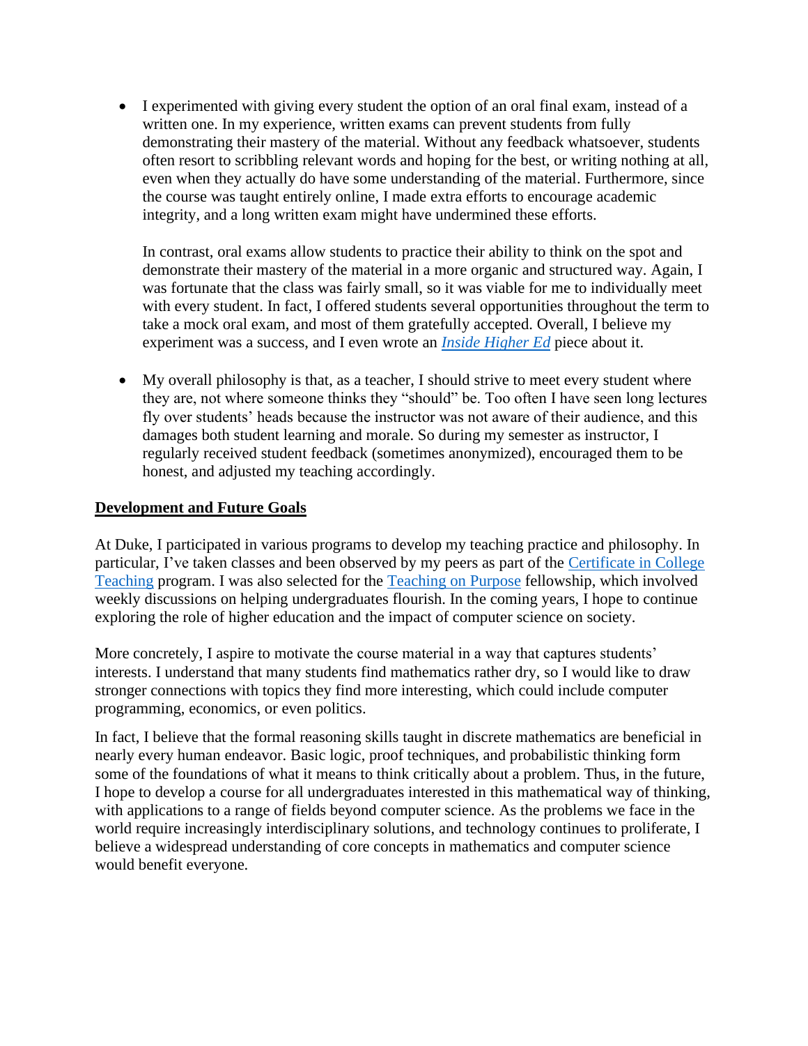- I experimented with giving every student the option of an oral final exam, instead of a written one. In my experience, written exams can prevent students from fully demonstrating their mastery of the material. Without any feedback whatsoever, students often resort to scribbling relevant words and hoping for the best, or writing nothing at all, even when they actually do have some understanding of the material. Furthermore, since the course was taught entirely online, I made extra efforts to encourage academic integrity, and a long written exam might have undermined these efforts.

  In contrast, oral exams allow students to practice their ability to think on the spot and demonstrate their mastery of the material in a more organic and structured way. Again, I was fortunate that the class was fairly small, so it was viable for me to individually meet with every student. In fact, I offered students several opportunities throughout the term to take a mock oral exam, and most of them gratefully accepted. Overall, I believe my experiment was a success, and I even wrote an *Inside Higher Ed* piece about it.

- My overall philosophy is that, as a teacher, I should strive to meet every student where they are, not where someone thinks they "should" be. Too often I have seen long lectures fly over students' heads because the instructor was not aware of their audience, and this damages both student learning and morale. So during my semester as instructor, I regularly received student feedback (sometimes anonymized), encouraged them to be honest, and adjusted my teaching accordingly.

## Development and Future Goals

At Duke, I participated in various programs to develop my teaching practice and philosophy. In particular, I've taken classes and been observed by my peers as part of the Certificate in College Teaching program. I was also selected for the Teaching on Purpose fellowship, which involved weekly discussions on helping undergraduates flourish. In the coming years, I hope to continue exploring the role of higher education and the impact of computer science on society.

More concretely, I aspire to motivate the course material in a way that captures students' interests. I understand that many students find mathematics rather dry, so I would like to draw stronger connections with topics they find more interesting, which could include computer programming, economics, or even politics.

In fact, I believe that the formal reasoning skills taught in discrete mathematics are beneficial in nearly every human endeavor. Basic logic, proof techniques, and probabilistic thinking form some of the foundations of what it means to think critically about a problem. Thus, in the future, I hope to develop a course for all undergraduates interested in this mathematical way of thinking, with applications to a range of fields beyond computer science. As the problems we face in the world require increasingly interdisciplinary solutions, and technology continues to proliferate, I believe a widespread understanding of core concepts in mathematics and computer science would benefit everyone.